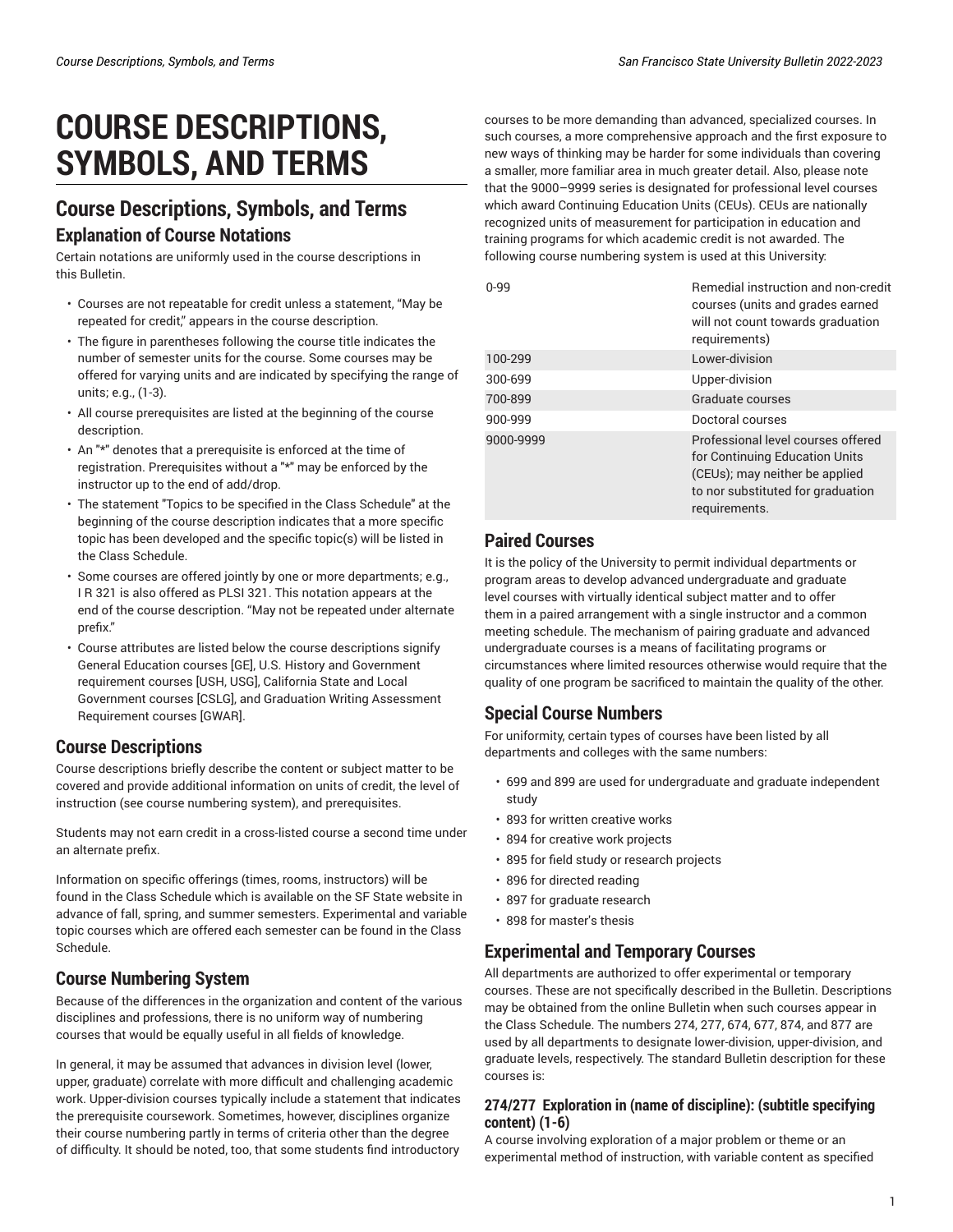# COURSE DESCRIPTIONS, SYMBOLS, AND TERMS

## Course Descriptions, Symbols, and Terms

### Explanation of Course Notations

Certain notations are uniformly used in the course descriptions in this Bulletin.

- Courses are not repeatable for credit unless a statement, "May be repeated for credit," appears in the course description.
- The figure in parentheses following the course title indicates the number of semester units for the course. Some courses may be offered for varying units and are indicated by specifying the range of units; e.g., (1-3).
- All course prerequisites are listed at the beginning of the course description.
- An "*" denotes that a prerequisite is enforced at the time of registration. Prerequisites without a "*" may be enforced by the instructor up to the end of add/drop.
- The statement "Topics to be specified in the Class Schedule" at the beginning of the course description indicates that a more specific topic has been developed and the specific topic(s) will be listed in the Class Schedule.
- Some courses are offered jointly by one or more departments; e.g., I R 321 is also offered as PLSI 321. This notation appears at the end of the course description. "May not be repeated under alternate prefix."
- Course attributes are listed below the course descriptions signify General Education courses [GE], U.S. History and Government requirement courses [USH, USG], California State and Local Government courses [CSLG], and Graduation Writing Assessment Requirement courses [GWAR].

### Course Descriptions

Course descriptions briefly describe the content or subject matter to be covered and provide additional information on units of credit, the level of instruction (see course numbering system), and prerequisites.

Students may not earn credit in a cross-listed course a second time under an alternate prefix.

Information on specific offerings (times, rooms, instructors) will be found in the Class Schedule which is available on the SF State website in advance of fall, spring, and summer semesters. Experimental and variable topic courses which are offered each semester can be found in the Class Schedule.

### Course Numbering System

Because of the differences in the organization and content of the various disciplines and professions, there is no uniform way of numbering courses that would be equally useful in all fields of knowledge.

In general, it may be assumed that advances in division level (lower, upper, graduate) correlate with more difficult and challenging academic work. Upper-division courses typically include a statement that indicates the prerequisite coursework. Sometimes, however, disciplines organize their course numbering partly in terms of criteria other than the degree of difficulty. It should be noted, too, that some students find introductory courses to be more demanding than advanced, specialized courses. In such courses, a more comprehensive approach and the first exposure to new ways of thinking may be harder for some individuals than covering a smaller, more familiar area in much greater detail. Also, please note that the 9000–9999 series is designated for professional level courses which award Continuing Education Units (CEUs). CEUs are nationally recognized units of measurement for participation in education and training programs for which academic credit is not awarded. The following course numbering system is used at this University:

| | |
|---|---|
| 0-99 | Remedial instruction and non-credit courses (units and grades earned will not count towards graduation requirements) |
| 100-299 | Lower-division |
| 300-699 | Upper-division |
| 700-899 | Graduate courses |
| 900-999 | Doctoral courses |
| 9000-9999 | Professional level courses offered for Continuing Education Units (CEUs); may neither be applied to nor substituted for graduation requirements. |

### Paired Courses

It is the policy of the University to permit individual departments or program areas to develop advanced undergraduate and graduate level courses with virtually identical subject matter and to offer them in a paired arrangement with a single instructor and a common meeting schedule. The mechanism of pairing graduate and advanced undergraduate courses is a means of facilitating programs or circumstances where limited resources otherwise would require that the quality of one program be sacrificed to maintain the quality of the other.

### Special Course Numbers

For uniformity, certain types of courses have been listed by all departments and colleges with the same numbers:

- 699 and 899 are used for undergraduate and graduate independent study
- 893 for written creative works
- 894 for creative work projects
- 895 for field study or research projects
- 896 for directed reading
- 897 for graduate research
- 898 for master's thesis

### Experimental and Temporary Courses

All departments are authorized to offer experimental or temporary courses. These are not specifically described in the Bulletin. Descriptions may be obtained from the online Bulletin when such courses appear in the Class Schedule. The numbers 274, 277, 674, 677, 874, and 877 are used by all departments to designate lower-division, upper-division, and graduate levels, respectively. The standard Bulletin description for these courses is:

#### 274/277 Exploration in (name of discipline): (subtitle specifying content) (1-6)

A course involving exploration of a major problem or theme or an experimental method of instruction, with variable content as specified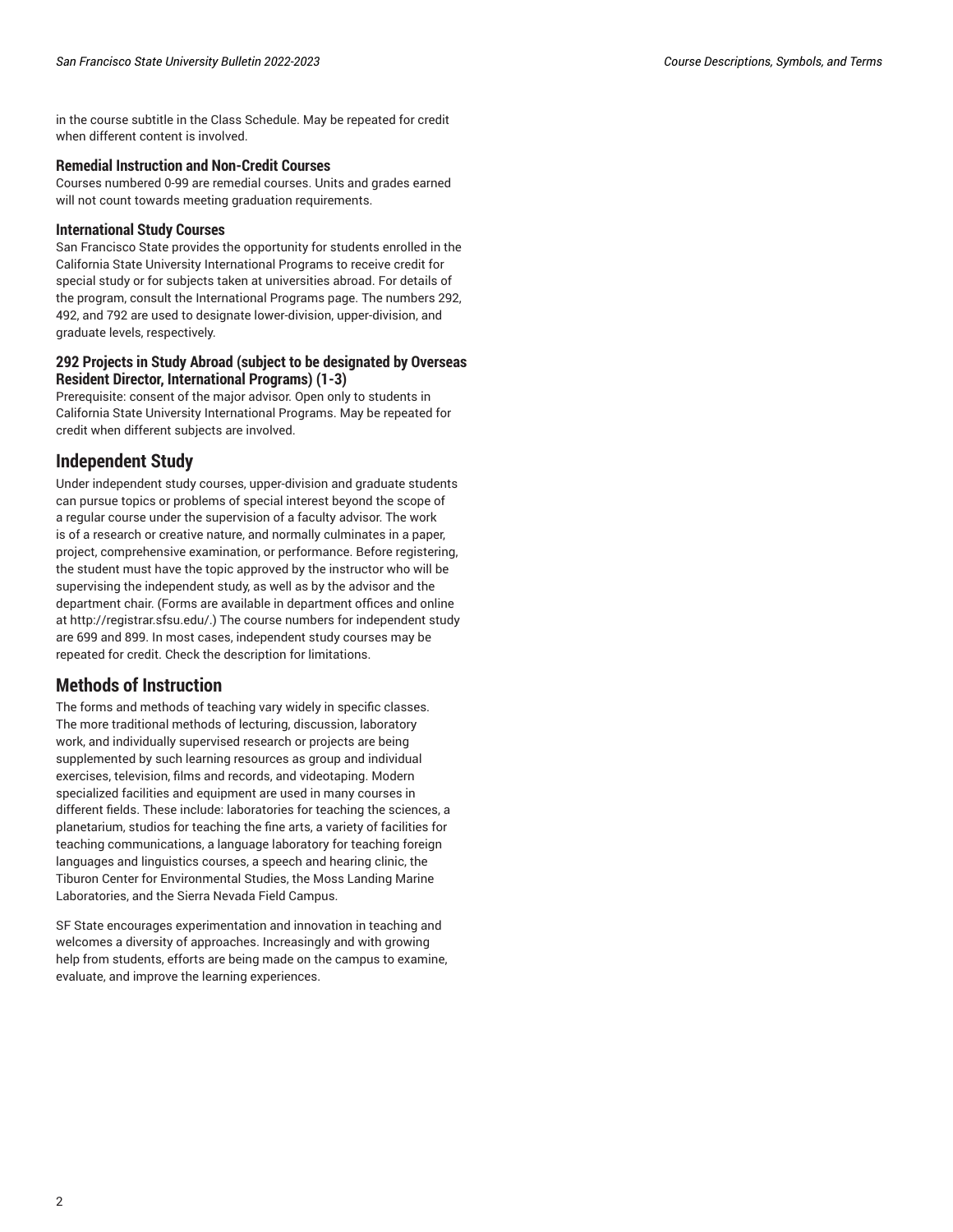in the course subtitle in the Class Schedule. May be repeated for credit when different content is involved.

### Remedial Instruction and Non-Credit Courses

Courses numbered 0-99 are remedial courses. Units and grades earned will not count towards meeting graduation requirements.

### International Study Courses

San Francisco State provides the opportunity for students enrolled in the California State University International Programs to receive credit for special study or for subjects taken at universities abroad. For details of the program, consult the International Programs page. The numbers 292, 492, and 792 are used to designate lower-division, upper-division, and graduate levels, respectively.

### 292 Projects in Study Abroad (subject to be designated by Overseas Resident Director, International Programs) (1-3)

Prerequisite: consent of the major advisor. Open only to students in California State University International Programs. May be repeated for credit when different subjects are involved.

## Independent Study

Under independent study courses, upper-division and graduate students can pursue topics or problems of special interest beyond the scope of a regular course under the supervision of a faculty advisor. The work is of a research or creative nature, and normally culminates in a paper, project, comprehensive examination, or performance. Before registering, the student must have the topic approved by the instructor who will be supervising the independent study, as well as by the advisor and the department chair. (Forms are available in department offices and online at http://registrar.sfsu.edu/.) The course numbers for independent study are 699 and 899. In most cases, independent study courses may be repeated for credit. Check the description for limitations.

## Methods of Instruction

The forms and methods of teaching vary widely in specific classes. The more traditional methods of lecturing, discussion, laboratory work, and individually supervised research or projects are being supplemented by such learning resources as group and individual exercises, television, films and records, and videotaping. Modern specialized facilities and equipment are used in many courses in different fields. These include: laboratories for teaching the sciences, a planetarium, studios for teaching the fine arts, a variety of facilities for teaching communications, a language laboratory for teaching foreign languages and linguistics courses, a speech and hearing clinic, the Tiburon Center for Environmental Studies, the Moss Landing Marine Laboratories, and the Sierra Nevada Field Campus.

SF State encourages experimentation and innovation in teaching and welcomes a diversity of approaches. Increasingly and with growing help from students, efforts are being made on the campus to examine, evaluate, and improve the learning experiences.